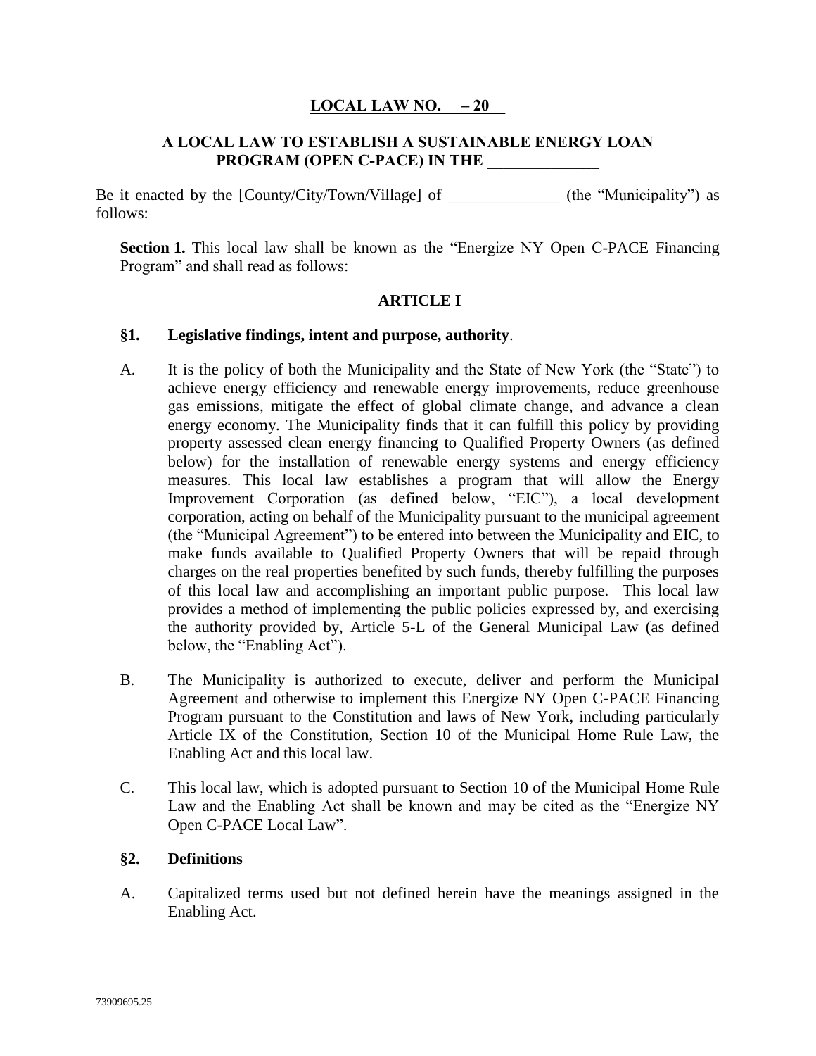**LOCAL LAW NO. \_\_ – 20\_\_**

**A LOCAL LAW TO ESTABLISH A SUSTAINABLE ENERGY LOAN PROGRAM (OPEN C-PACE) IN THE \_\_\_\_\_\_\_\_\_\_\_\_\_\_**

Be it enacted by the [County/City/Town/Village] of \_\_\_\_\_\_\_\_\_\_\_\_\_\_ (the "Municipality") as follows:

**Section 1.** This local law shall be known as the "Energize NY Open C-PACE Financing Program" and shall read as follows:

## ARTICLE I

### §1. Legislative findings, intent and purpose, authority.

A. It is the policy of both the Municipality and the State of New York (the "State") to achieve energy efficiency and renewable energy improvements, reduce greenhouse gas emissions, mitigate the effect of global climate change, and advance a clean energy economy. The Municipality finds that it can fulfill this policy by providing property assessed clean energy financing to Qualified Property Owners (as defined below) for the installation of renewable energy systems and energy efficiency measures. This local law establishes a program that will allow the Energy Improvement Corporation (as defined below, "EIC"), a local development corporation, acting on behalf of the Municipality pursuant to the municipal agreement (the "Municipal Agreement") to be entered into between the Municipality and EIC, to make funds available to Qualified Property Owners that will be repaid through charges on the real properties benefited by such funds, thereby fulfilling the purposes of this local law and accomplishing an important public purpose. This local law provides a method of implementing the public policies expressed by, and exercising the authority provided by, Article 5-L of the General Municipal Law (as defined below, the "Enabling Act").

B. The Municipality is authorized to execute, deliver and perform the Municipal Agreement and otherwise to implement this Energize NY Open C-PACE Financing Program pursuant to the Constitution and laws of New York, including particularly Article IX of the Constitution, Section 10 of the Municipal Home Rule Law, the Enabling Act and this local law.

C. This local law, which is adopted pursuant to Section 10 of the Municipal Home Rule Law and the Enabling Act shall be known and may be cited as the "Energize NY Open C-PACE Local Law".

### §2. Definitions

A. Capitalized terms used but not defined herein have the meanings assigned in the Enabling Act.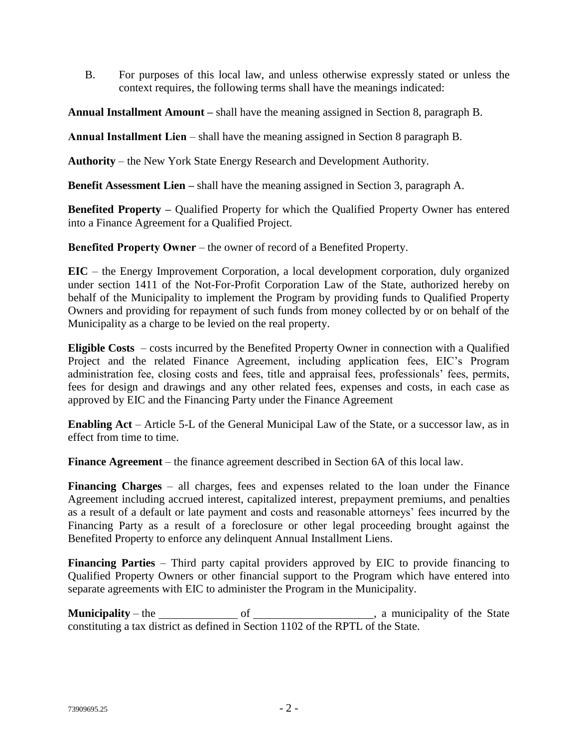B. For purposes of this local law, and unless otherwise expressly stated or unless the context requires, the following terms shall have the meanings indicated:

**Annual Installment Amount –** shall have the meaning assigned in Section 8, paragraph B.

**Annual Installment Lien** – shall have the meaning assigned in Section 8 paragraph B.

**Authority** – the New York State Energy Research and Development Authority.

**Benefit Assessment Lien –** shall have the meaning assigned in Section 3, paragraph A.

**Benefited Property –** Qualified Property for which the Qualified Property Owner has entered into a Finance Agreement for a Qualified Project.

**Benefited Property Owner** – the owner of record of a Benefited Property.

**EIC** – the Energy Improvement Corporation, a local development corporation, duly organized under section 1411 of the Not-For-Profit Corporation Law of the State, authorized hereby on behalf of the Municipality to implement the Program by providing funds to Qualified Property Owners and providing for repayment of such funds from money collected by or on behalf of the Municipality as a charge to be levied on the real property.

**Eligible Costs** – costs incurred by the Benefited Property Owner in connection with a Qualified Project and the related Finance Agreement, including application fees, EIC's Program administration fee, closing costs and fees, title and appraisal fees, professionals' fees, permits, fees for design and drawings and any other related fees, expenses and costs, in each case as approved by EIC and the Financing Party under the Finance Agreement

**Enabling Act** – Article 5-L of the General Municipal Law of the State, or a successor law, as in effect from time to time.

**Finance Agreement** – the finance agreement described in Section 6A of this local law.

**Financing Charges** – all charges, fees and expenses related to the loan under the Finance Agreement including accrued interest, capitalized interest, prepayment premiums, and penalties as a result of a default or late payment and costs and reasonable attorneys' fees incurred by the Financing Party as a result of a foreclosure or other legal proceeding brought against the Benefited Property to enforce any delinquent Annual Installment Liens.

**Financing Parties** – Third party capital providers approved by EIC to provide financing to Qualified Property Owners or other financial support to the Program which have entered into separate agreements with EIC to administer the Program in the Municipality.

**Municipality** – the ______________ of ______________________, a municipality of the State constituting a tax district as defined in Section 1102 of the RPTL of the State.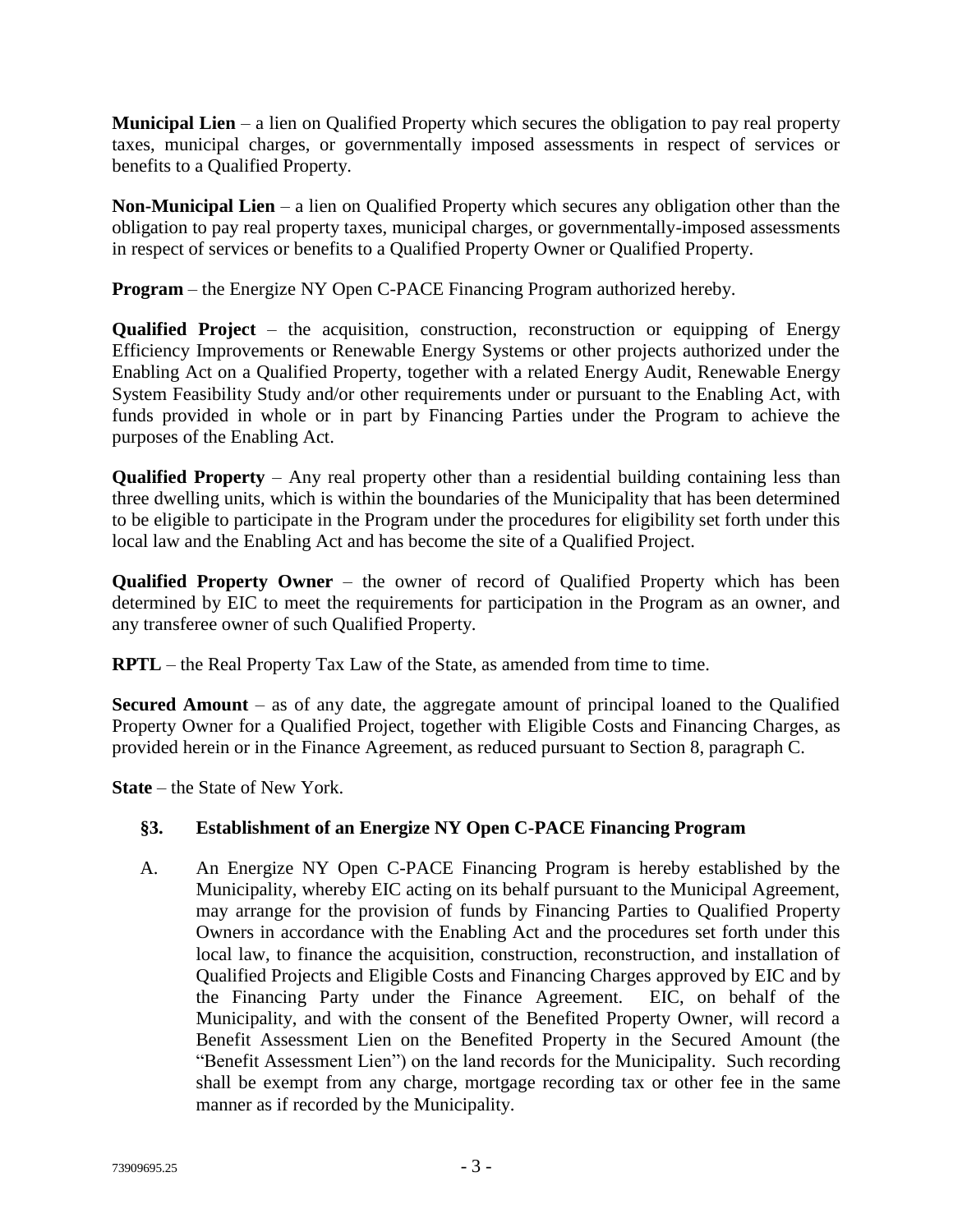**Municipal Lien** – a lien on Qualified Property which secures the obligation to pay real property taxes, municipal charges, or governmentally imposed assessments in respect of services or benefits to a Qualified Property.

**Non-Municipal Lien** – a lien on Qualified Property which secures any obligation other than the obligation to pay real property taxes, municipal charges, or governmentally-imposed assessments in respect of services or benefits to a Qualified Property Owner or Qualified Property.

**Program** – the Energize NY Open C-PACE Financing Program authorized hereby.

**Qualified Project** – the acquisition, construction, reconstruction or equipping of Energy Efficiency Improvements or Renewable Energy Systems or other projects authorized under the Enabling Act on a Qualified Property, together with a related Energy Audit, Renewable Energy System Feasibility Study and/or other requirements under or pursuant to the Enabling Act, with funds provided in whole or in part by Financing Parties under the Program to achieve the purposes of the Enabling Act.

**Qualified Property** – Any real property other than a residential building containing less than three dwelling units, which is within the boundaries of the Municipality that has been determined to be eligible to participate in the Program under the procedures for eligibility set forth under this local law and the Enabling Act and has become the site of a Qualified Project.

**Qualified Property Owner** – the owner of record of Qualified Property which has been determined by EIC to meet the requirements for participation in the Program as an owner, and any transferee owner of such Qualified Property.

**RPTL** – the Real Property Tax Law of the State, as amended from time to time.

**Secured Amount** – as of any date, the aggregate amount of principal loaned to the Qualified Property Owner for a Qualified Project, together with Eligible Costs and Financing Charges, as provided herein or in the Finance Agreement, as reduced pursuant to Section 8, paragraph C.

**State** – the State of New York.

## §3. Establishment of an Energize NY Open C-PACE Financing Program

A. An Energize NY Open C-PACE Financing Program is hereby established by the Municipality, whereby EIC acting on its behalf pursuant to the Municipal Agreement, may arrange for the provision of funds by Financing Parties to Qualified Property Owners in accordance with the Enabling Act and the procedures set forth under this local law, to finance the acquisition, construction, reconstruction, and installation of Qualified Projects and Eligible Costs and Financing Charges approved by EIC and by the Financing Party under the Finance Agreement. EIC, on behalf of the Municipality, and with the consent of the Benefited Property Owner, will record a Benefit Assessment Lien on the Benefited Property in the Secured Amount (the "Benefit Assessment Lien") on the land records for the Municipality. Such recording shall be exempt from any charge, mortgage recording tax or other fee in the same manner as if recorded by the Municipality.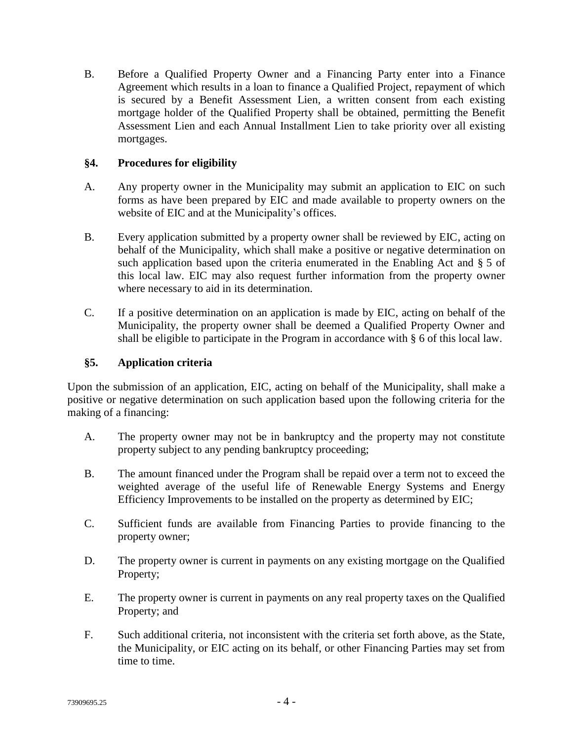B. Before a Qualified Property Owner and a Financing Party enter into a Finance Agreement which results in a loan to finance a Qualified Project, repayment of which is secured by a Benefit Assessment Lien, a written consent from each existing mortgage holder of the Qualified Property shall be obtained, permitting the Benefit Assessment Lien and each Annual Installment Lien to take priority over all existing mortgages.

### §4. Procedures for eligibility

A. Any property owner in the Municipality may submit an application to EIC on such forms as have been prepared by EIC and made available to property owners on the website of EIC and at the Municipality's offices.

B. Every application submitted by a property owner shall be reviewed by EIC, acting on behalf of the Municipality, which shall make a positive or negative determination on such application based upon the criteria enumerated in the Enabling Act and § 5 of this local law. EIC may also request further information from the property owner where necessary to aid in its determination.

C. If a positive determination on an application is made by EIC, acting on behalf of the Municipality, the property owner shall be deemed a Qualified Property Owner and shall be eligible to participate in the Program in accordance with § 6 of this local law.

### §5. Application criteria

Upon the submission of an application, EIC, acting on behalf of the Municipality, shall make a positive or negative determination on such application based upon the following criteria for the making of a financing:

A. The property owner may not be in bankruptcy and the property may not constitute property subject to any pending bankruptcy proceeding;

B. The amount financed under the Program shall be repaid over a term not to exceed the weighted average of the useful life of Renewable Energy Systems and Energy Efficiency Improvements to be installed on the property as determined by EIC;

C. Sufficient funds are available from Financing Parties to provide financing to the property owner;

D. The property owner is current in payments on any existing mortgage on the Qualified Property;

E. The property owner is current in payments on any real property taxes on the Qualified Property; and

F. Such additional criteria, not inconsistent with the criteria set forth above, as the State, the Municipality, or EIC acting on its behalf, or other Financing Parties may set from time to time.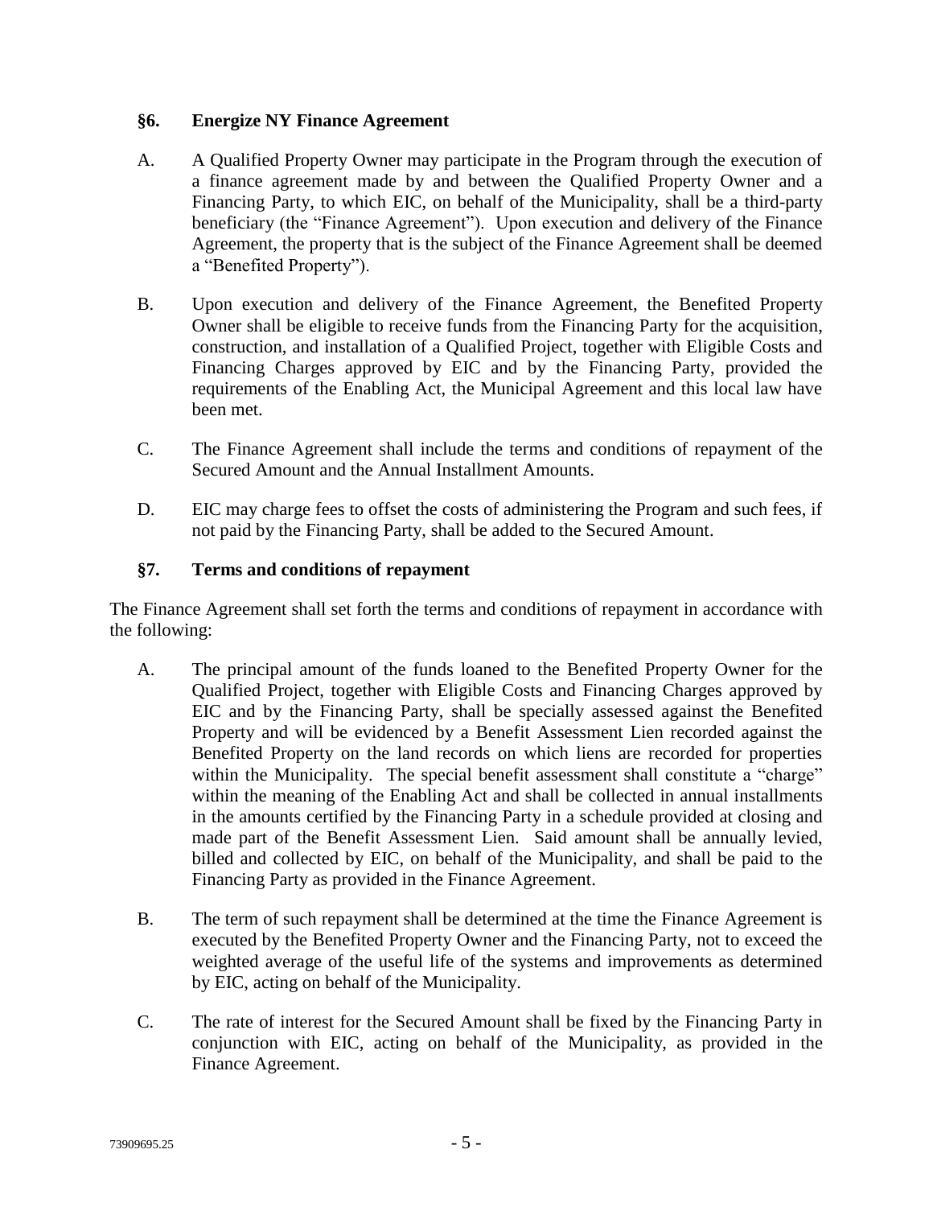## §6. Energize NY Finance Agreement

A. A Qualified Property Owner may participate in the Program through the execution of a finance agreement made by and between the Qualified Property Owner and a Financing Party, to which EIC, on behalf of the Municipality, shall be a third-party beneficiary (the "Finance Agreement"). Upon execution and delivery of the Finance Agreement, the property that is the subject of the Finance Agreement shall be deemed a "Benefited Property").

B. Upon execution and delivery of the Finance Agreement, the Benefited Property Owner shall be eligible to receive funds from the Financing Party for the acquisition, construction, and installation of a Qualified Project, together with Eligible Costs and Financing Charges approved by EIC and by the Financing Party, provided the requirements of the Enabling Act, the Municipal Agreement and this local law have been met.

C. The Finance Agreement shall include the terms and conditions of repayment of the Secured Amount and the Annual Installment Amounts.

D. EIC may charge fees to offset the costs of administering the Program and such fees, if not paid by the Financing Party, shall be added to the Secured Amount.

## §7. Terms and conditions of repayment

The Finance Agreement shall set forth the terms and conditions of repayment in accordance with the following:

A. The principal amount of the funds loaned to the Benefited Property Owner for the Qualified Project, together with Eligible Costs and Financing Charges approved by EIC and by the Financing Party, shall be specially assessed against the Benefited Property and will be evidenced by a Benefit Assessment Lien recorded against the Benefited Property on the land records on which liens are recorded for properties within the Municipality. The special benefit assessment shall constitute a "charge" within the meaning of the Enabling Act and shall be collected in annual installments in the amounts certified by the Financing Party in a schedule provided at closing and made part of the Benefit Assessment Lien. Said amount shall be annually levied, billed and collected by EIC, on behalf of the Municipality, and shall be paid to the Financing Party as provided in the Finance Agreement.

B. The term of such repayment shall be determined at the time the Finance Agreement is executed by the Benefited Property Owner and the Financing Party, not to exceed the weighted average of the useful life of the systems and improvements as determined by EIC, acting on behalf of the Municipality.

C. The rate of interest for the Secured Amount shall be fixed by the Financing Party in conjunction with EIC, acting on behalf of the Municipality, as provided in the Finance Agreement.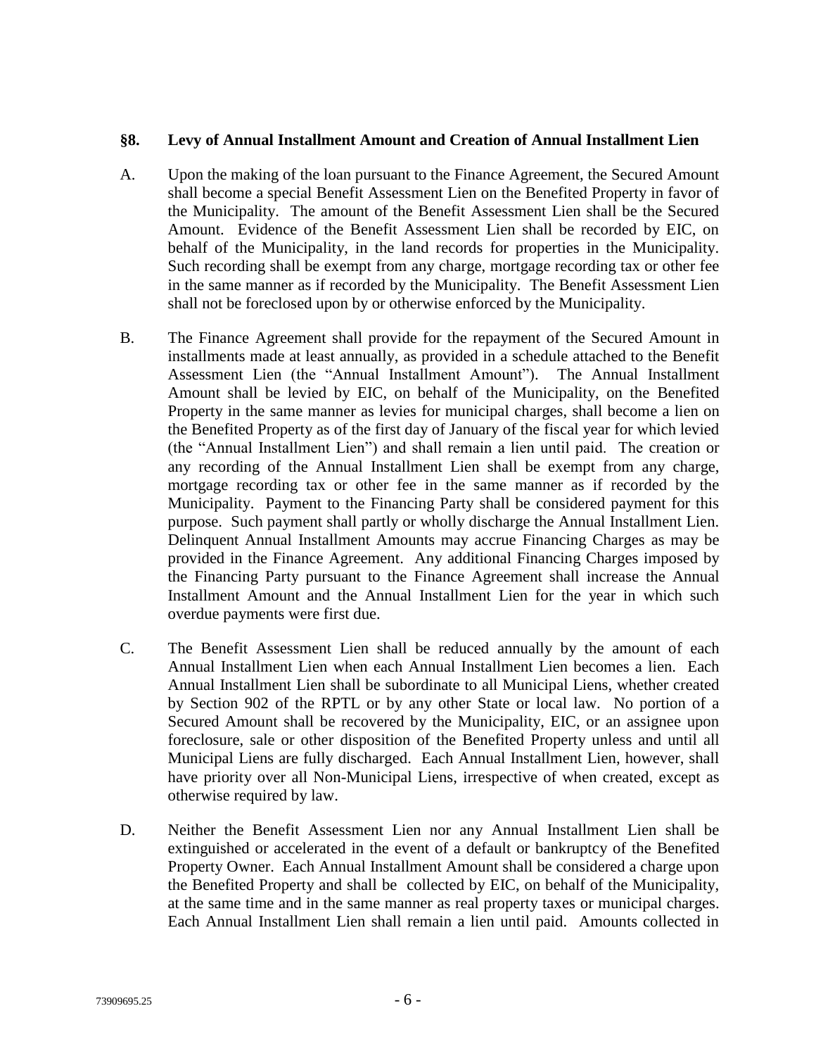## §8. Levy of Annual Installment Amount and Creation of Annual Installment Lien

A. Upon the making of the loan pursuant to the Finance Agreement, the Secured Amount shall become a special Benefit Assessment Lien on the Benefited Property in favor of the Municipality. The amount of the Benefit Assessment Lien shall be the Secured Amount. Evidence of the Benefit Assessment Lien shall be recorded by EIC, on behalf of the Municipality, in the land records for properties in the Municipality. Such recording shall be exempt from any charge, mortgage recording tax or other fee in the same manner as if recorded by the Municipality. The Benefit Assessment Lien shall not be foreclosed upon by or otherwise enforced by the Municipality.

B. The Finance Agreement shall provide for the repayment of the Secured Amount in installments made at least annually, as provided in a schedule attached to the Benefit Assessment Lien (the "Annual Installment Amount"). The Annual Installment Amount shall be levied by EIC, on behalf of the Municipality, on the Benefited Property in the same manner as levies for municipal charges, shall become a lien on the Benefited Property as of the first day of January of the fiscal year for which levied (the "Annual Installment Lien") and shall remain a lien until paid. The creation or any recording of the Annual Installment Lien shall be exempt from any charge, mortgage recording tax or other fee in the same manner as if recorded by the Municipality. Payment to the Financing Party shall be considered payment for this purpose. Such payment shall partly or wholly discharge the Annual Installment Lien. Delinquent Annual Installment Amounts may accrue Financing Charges as may be provided in the Finance Agreement. Any additional Financing Charges imposed by the Financing Party pursuant to the Finance Agreement shall increase the Annual Installment Amount and the Annual Installment Lien for the year in which such overdue payments were first due.

C. The Benefit Assessment Lien shall be reduced annually by the amount of each Annual Installment Lien when each Annual Installment Lien becomes a lien. Each Annual Installment Lien shall be subordinate to all Municipal Liens, whether created by Section 902 of the RPTL or by any other State or local law. No portion of a Secured Amount shall be recovered by the Municipality, EIC, or an assignee upon foreclosure, sale or other disposition of the Benefited Property unless and until all Municipal Liens are fully discharged. Each Annual Installment Lien, however, shall have priority over all Non-Municipal Liens, irrespective of when created, except as otherwise required by law.

D. Neither the Benefit Assessment Lien nor any Annual Installment Lien shall be extinguished or accelerated in the event of a default or bankruptcy of the Benefited Property Owner. Each Annual Installment Amount shall be considered a charge upon the Benefited Property and shall be collected by EIC, on behalf of the Municipality, at the same time and in the same manner as real property taxes or municipal charges. Each Annual Installment Lien shall remain a lien until paid. Amounts collected in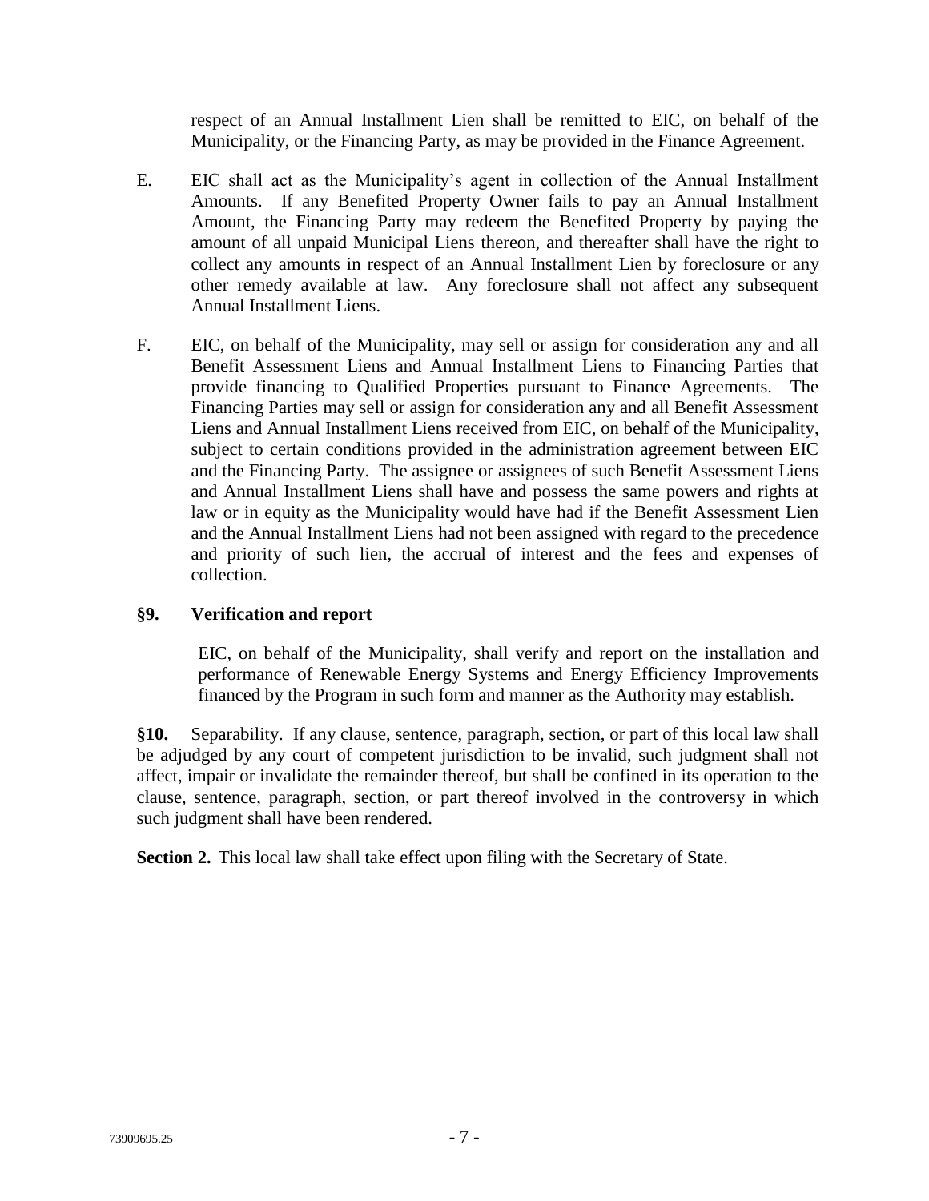respect of an Annual Installment Lien shall be remitted to EIC, on behalf of the Municipality, or the Financing Party, as may be provided in the Finance Agreement.

E. EIC shall act as the Municipality's agent in collection of the Annual Installment Amounts. If any Benefited Property Owner fails to pay an Annual Installment Amount, the Financing Party may redeem the Benefited Property by paying the amount of all unpaid Municipal Liens thereon, and thereafter shall have the right to collect any amounts in respect of an Annual Installment Lien by foreclosure or any other remedy available at law. Any foreclosure shall not affect any subsequent Annual Installment Liens.

F. EIC, on behalf of the Municipality, may sell or assign for consideration any and all Benefit Assessment Liens and Annual Installment Liens to Financing Parties that provide financing to Qualified Properties pursuant to Finance Agreements. The Financing Parties may sell or assign for consideration any and all Benefit Assessment Liens and Annual Installment Liens received from EIC, on behalf of the Municipality, subject to certain conditions provided in the administration agreement between EIC and the Financing Party. The assignee or assignees of such Benefit Assessment Liens and Annual Installment Liens shall have and possess the same powers and rights at law or in equity as the Municipality would have had if the Benefit Assessment Lien and the Annual Installment Liens had not been assigned with regard to the precedence and priority of such lien, the accrual of interest and the fees and expenses of collection.

**§9. Verification and report**

EIC, on behalf of the Municipality, shall verify and report on the installation and performance of Renewable Energy Systems and Energy Efficiency Improvements financed by the Program in such form and manner as the Authority may establish.

**§10.** Separability. If any clause, sentence, paragraph, section, or part of this local law shall be adjudged by any court of competent jurisdiction to be invalid, such judgment shall not affect, impair or invalidate the remainder thereof, but shall be confined in its operation to the clause, sentence, paragraph, section, or part thereof involved in the controversy in which such judgment shall have been rendered.

**Section 2.** This local law shall take effect upon filing with the Secretary of State.

73909695.25